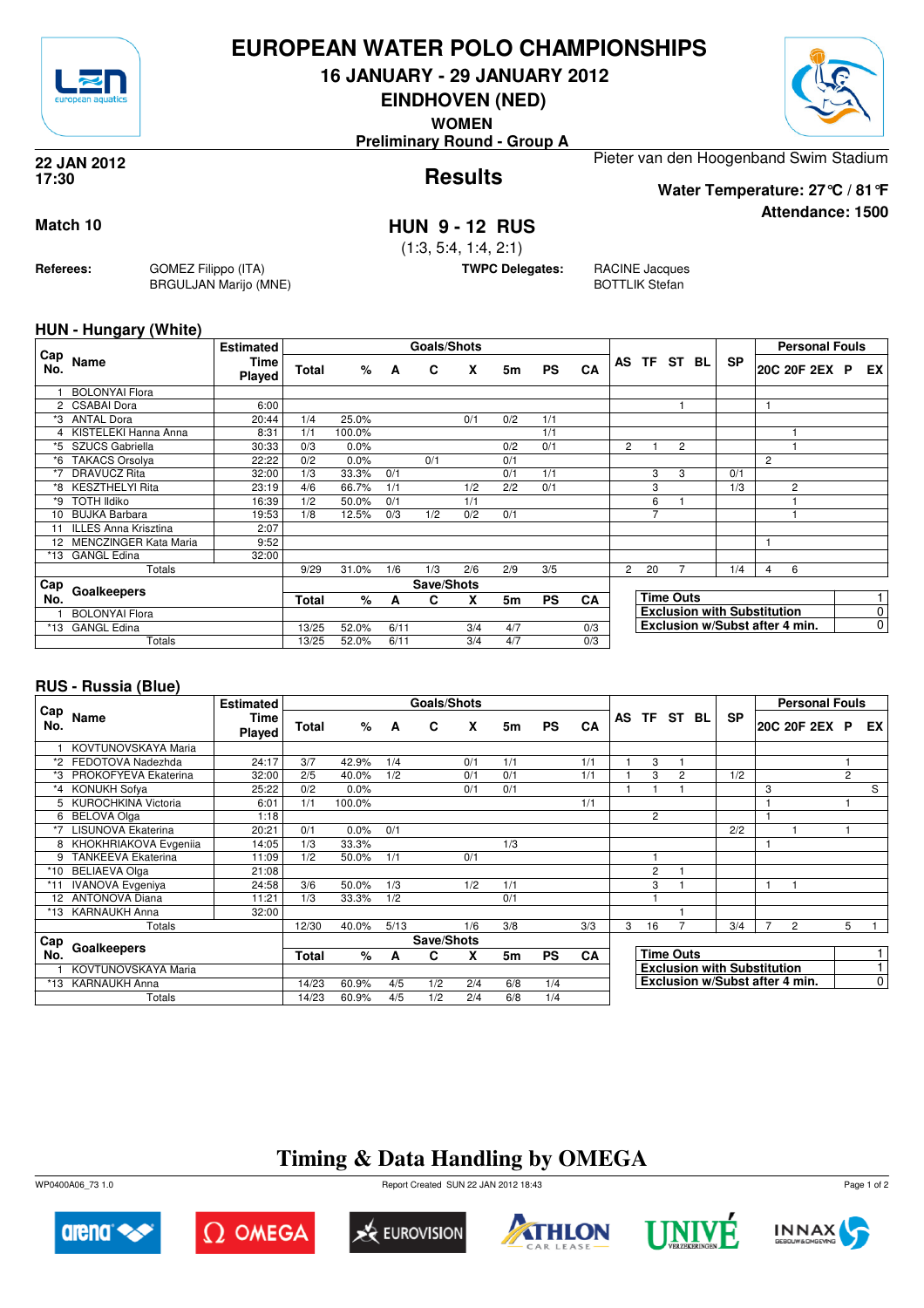# EUROPEAN WATER POLO CHAMPIONSHIPS

## 16 JANUARY - 29 JANUARY 2012

## EINDHOVEN (NED)

**WOMEN**

**Preliminary Round - Group A**

**22 JAN 2012**
**17:30**

## Results

Pieter van den Hoogenband Swim Stadium

**Water Temperature: 27℃ / 81℉**

**Attendance: 1500**

**Match 10**

## HUN 9 - 12 RUS

(1:3, 5:4, 1:4, 2:1)

**Referees:** GOMEZ Filippo (ITA), BRGULJAN Marijo (MNE)

**TWPC Delegates:** RACINE Jacques, BOTTLIK Stefan

### HUN - Hungary (White)

| Cap No. | Name | Estimated Time Played | Total | % | A | C | X | 5m | PS | CA | AS | TF | ST | BL | SP | 20C | 20F | 2EX | P | EX |
|---|---|---|---|---|---|---|---|---|---|---|---|---|---|---|---|---|---|---|---|---|
| 1 | BOLONYAI Flora | | | | | | | | | | | | | | | | | | | |
| 2 | CSABAI Dora | 6:00 | | | | | | | | | | | 1 | | | 1 | | | | |
| *3 | ANTAL Dora | 20:44 | 1/4 | 25.0% | | | 0/1 | 0/2 | 1/1 | | | | | | | | | | | |
| 4 | KISTELEKI Hanna Anna | 8:31 | 1/1 | 100.0% | | | | | 1/1 | | | | | | | | 1 | | | |
| *5 | SZUCS Gabriella | 30:33 | 0/3 | 0.0% | | | | 0/2 | 0/1 | | 2 | 1 | 2 | | | | 1 | | | |
| *6 | TAKACS Orsolya | 22:22 | 0/2 | 0.0% | | 0/1 | | 0/1 | | | | | | | | 2 | | | | |
| *7 | DRAVUCZ Rita | 32:00 | 1/3 | 33.3% | 0/1 | | | 0/1 | 1/1 | | | 3 | 3 | | 0/1 | | | | | |
| *8 | KESZTHELYI Rita | 23:19 | 4/6 | 66.7% | 1/1 | | 1/2 | 2/2 | 0/1 | | | 3 | | | 1/3 | | 2 | | | |
| *9 | TOTH Ildiko | 16:39 | 1/2 | 50.0% | 0/1 | | 1/1 | | | | | 6 | 1 | | | | 1 | | | |
| 10 | BUJKA Barbara | 19:53 | 1/8 | 12.5% | 0/3 | 1/2 | 0/2 | 0/1 | | | | 7 | | | | | 1 | | | |
| 11 | ILLES Anna Krisztina | 2:07 | | | | | | | | | | | | | | | | | | |
| 12 | MENCZINGER Kata Maria | 9:52 | | | | | | | | | | | | | | 1 | | | | |
| *13 | GANGL Edina | 32:00 | | | | | | | | | | | | | | | | | | |
| | Totals | | 9/29 | 31.0% | 1/6 | 1/3 | 2/6 | 2/9 | 3/5 | | 2 | 20 | 7 | | 1/4 | 4 | 6 | | | |

| Cap No. | Goalkeepers | Total | % | A | C | X | 5m | PS | CA |
|---|---|---|---|---|---|---|---|---|---|
| 1 | BOLONYAI Flora | | | | | | | | |
| *13 | GANGL Edina | 13/25 | 52.0% | 6/11 | | 3/4 | 4/7 | | 0/3 |
| | Totals | 13/25 | 52.0% | 6/11 | | 3/4 | 4/7 | | 0/3 |

| | |
|---|---|
| Time Outs | 1 |
| Exclusion with Substitution | 0 |
| Exclusion w/Subst after 4 min. | 0 |

### RUS - Russia (Blue)

| Cap No. | Name | Estimated Time Played | Total | % | A | C | X | 5m | PS | CA | AS | TF | ST | BL | SP | 20C | 20F | 2EX | P | EX |
|---|---|---|---|---|---|---|---|---|---|---|---|---|---|---|---|---|---|---|---|---|
| 1 | KOVTUNOVSKAYA Maria | | | | | | | | | | | | | | | | | | | |
| *2 | FEDOTOVA Nadezhda | 24:17 | 3/7 | 42.9% | 1/4 | | 0/1 | 1/1 | | 1/1 | 1 | 3 | 1 | | | | | | 1 | |
| *3 | PROKOFYEVA Ekaterina | 32:00 | 2/5 | 40.0% | 1/2 | | 0/1 | 0/1 | | 1/1 | 1 | 3 | 2 | | 1/2 | | | | 2 | |
| *4 | KONUKH Sofya | 25:22 | 0/2 | 0.0% | | | 0/1 | 0/1 | | | 1 | 1 | 1 | | | 3 | | | | S |
| 5 | KUROCHKINA Victoria | 6:01 | 1/1 | 100.0% | | | | | | 1/1 | | | | | | 1 | | | 1 | |
| 6 | BELOVA Olga | 1:18 | | | | | | | | | | 2 | | | | 1 | | | | |
| *7 | LISUNOVA Ekaterina | 20:21 | 0/1 | 0.0% | 0/1 | | | | | | | | | | 2/2 | | 1 | | 1 | |
| 8 | KHOKHRIAKOVA Evgeniia | 14:05 | 1/3 | 33.3% | | | | 1/3 | | | | | | | | 1 | | | | |
| 9 | TANKEEVA Ekaterina | 11:09 | 1/2 | 50.0% | 1/1 | | 0/1 | | | | | 1 | | | | | | | | |
| *10 | BELIAEVA Olga | 21:08 | | | | | | | | | | 2 | 1 | | | | | | | |
| *11 | IVANOVA Evgeniya | 24:58 | 3/6 | 50.0% | 1/3 | | 1/2 | 1/1 | | | | 3 | 1 | | | 1 | 1 | | | |
| 12 | ANTONOVA Diana | 11:21 | 1/3 | 33.3% | 1/2 | | | 0/1 | | | | 1 | | | | | | | | |
| *13 | KARNAUKH Anna | 32:00 | | | | | | | | | | | 1 | | | | | | | |
| | Totals | | 12/30 | 40.0% | 5/13 | | 1/6 | 3/8 | | 3/3 | 3 | 16 | 7 | | 3/4 | 7 | 2 | | 5 | 1 |

| Cap No. | Goalkeepers | Total | % | A | C | X | 5m | PS | CA |
|---|---|---|---|---|---|---|---|---|---|
| 1 | KOVTUNOVSKAYA Maria | | | | | | | | |
| *13 | KARNAUKH Anna | 14/23 | 60.9% | 4/5 | 1/2 | 2/4 | 6/8 | 1/4 | |
| | Totals | 14/23 | 60.9% | 4/5 | 1/2 | 2/4 | 6/8 | 1/4 | |

| | |
|---|---|
| Time Outs | 1 |
| Exclusion with Substitution | 1 |
| Exclusion w/Subst after 4 min. | 0 |

## Timing & Data Handling by OMEGA

WP0400A06_73 1.0 — Report Created SUN 22 JAN 2012 18:43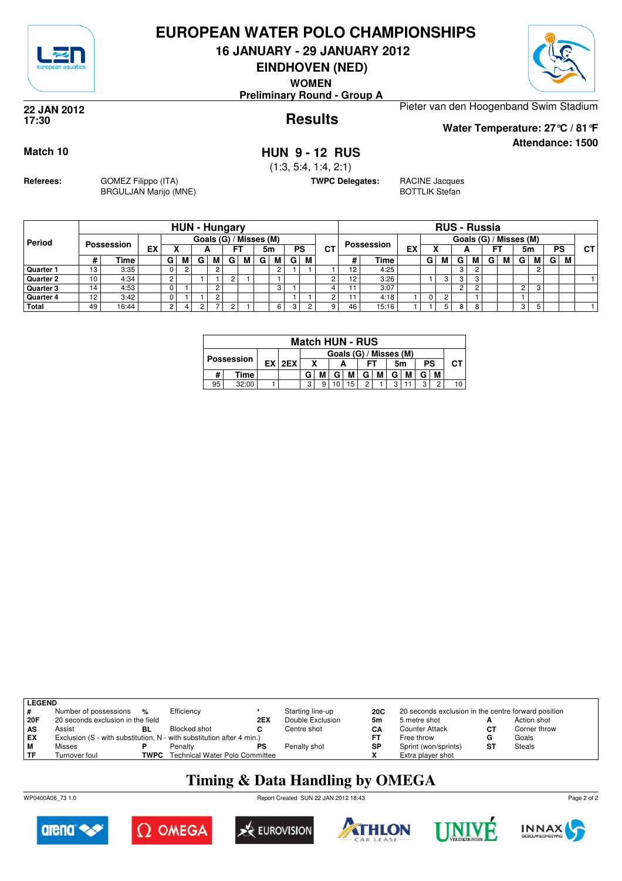# EUROPEAN WATER POLO CHAMPIONSHIPS

## 16 JANUARY - 29 JANUARY 2012

## EINDHOVEN (NED)

### WOMEN

### Preliminary Round - Group A

**22 JAN 2012**
**17:30**

## Results

Pieter van den Hoogenband Swim Stadium

**Water Temperature: 27°C / 81°F**

**Attendance: 1500**

**Match 10**

## HUN 9 - 12 RUS

(1:3, 5:4, 1:4, 2:1)

**Referees:** GOMEZ Filippo (ITA), BRGULJAN Marijo (MNE)

**TWPC Delegates:** RACINE Jacques, BOTTLIK Stefan

| Period | HUN - Hungary | | | | | | | | | | | | | | RUS - Russia | | | | | | | | | | | | | |
|---|---|---|---|---|---|---|---|---|---|---|---|---|---|---|---|---|---|---|---|---|---|---|---|---|---|---|---|---|
| | Possession | | EX | Goals (G) / Misses (M) | | | | | | | | | | CT | Possession | | EX | Goals (G) / Misses (M) | | | | | | | | | | CT |
| | | | | X | | A | | FT | | 5m | | PS | | | | | | X | | A | | FT | | 5m | | PS | | |
| | # | Time | | G | M | G | M | G | M | G | M | G | M | | # | Time | | G | M | G | M | G | M | G | M | G | M | |
| Quarter 1 | 13 | 3:35 | | 0 | 2 | | 2 | | | | 2 | 1 | 1 | 1 | 12 | 4:25 | | | | 3 | 2 | | | | 2 | | | |
| Quarter 2 | 10 | 4:34 | | 2 | | 1 | 1 | 2 | 1 | | 1 | | | 2 | 12 | 3:26 | | 1 | 3 | 3 | 3 | | | | | | | 1 |
| Quarter 3 | 14 | 4:53 | | 0 | 1 | | 2 | | | | 3 | 1 | | 4 | 11 | 3:07 | | | | 2 | 2 | | | 2 | 3 | | | |
| Quarter 4 | 12 | 3:42 | | 0 | 1 | 1 | 2 | | | | | 1 | 1 | 2 | 11 | 4:18 | 1 | 0 | 2 | | 1 | | | 1 | | | | |
| Total | 49 | 16:44 | | 2 | 4 | 2 | 7 | 2 | 1 | | 6 | 3 | 2 | 9 | 46 | 15:16 | 1 | 1 | 5 | 8 | 8 | | | 3 | 5 | | | 1 |

| Match HUN - RUS | | | | | | | | | | | | | | |
|---|---|---|---|---|---|---|---|---|---|---|---|---|---|---|
| Possession | | EX | 2EX | Goals (G) / Misses (M) | | | | | | | | | | CT |
| | | | | X | | A | | FT | | 5m | | PS | | |
| # | Time | | | G | M | G | M | G | M | G | M | G | M | |
| 95 | 32:00 | 1 | | 3 | 9 | 10 | 15 | 2 | 1 | 3 | 11 | 3 | 2 | 10 |

| LEGEND | | | | | | | |
|---|---|---|---|---|---|---|---|
| # | Number of possessions | % | Efficiency | * | Starting line-up | 20C | 20 seconds exclusion in the centre forward position |
| 20F | 20 seconds exclusion in the field | | | 2EX | Double Exclusion | 5m | 5 metre shot | A | Action shot |
| AS | Assist | BL | Blocked shot | C | Centre shot | CA | Counter Attack | CT | Corner throw |
| EX | Exclusion (S - with substitution, N - with substitution after 4 min.) | | | | | FT | Free throw | G | Goals |
| M | Misses | P | Penalty | PS | Penalty shot | SP | Sprint (won/sprints) | ST | Steals |
| TF | Turnover foul | TWPC | Technical Water Polo Committee | | | X | Extra player shot | | |

## Timing & Data Handling by OMEGA

WP0400A06_73 1.0 Report Created SUN 22 JAN 2012 18:43